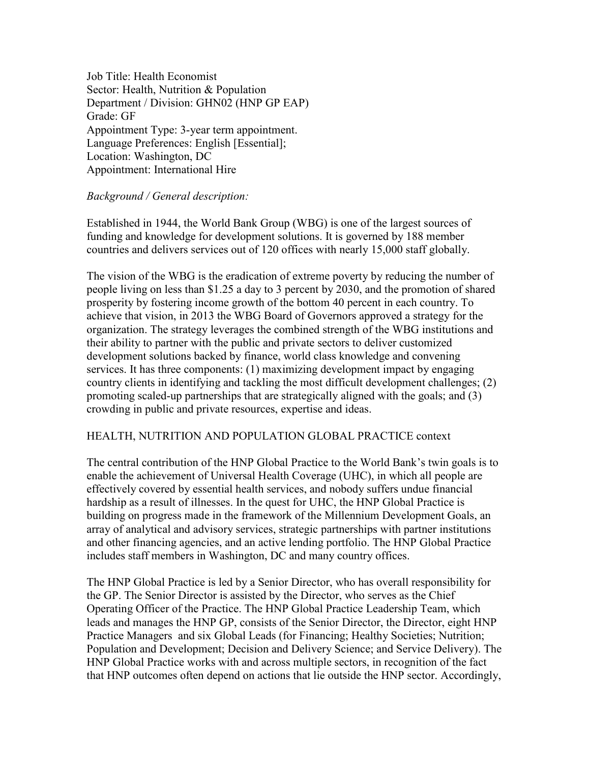Job Title: Health Economist
Sector: Health, Nutrition & Population
Department / Division: GHN02 (HNP GP EAP)
Grade: GF
Appointment Type: 3-year term appointment.
Language Preferences: English [Essential];
Location: Washington, DC
Appointment: International Hire

*Background / General description:*

Established in 1944, the World Bank Group (WBG) is one of the largest sources of funding and knowledge for development solutions. It is governed by 188 member countries and delivers services out of 120 offices with nearly 15,000 staff globally.

The vision of the WBG is the eradication of extreme poverty by reducing the number of people living on less than $1.25 a day to 3 percent by 2030, and the promotion of shared prosperity by fostering income growth of the bottom 40 percent in each country. To achieve that vision, in 2013 the WBG Board of Governors approved a strategy for the organization. The strategy leverages the combined strength of the WBG institutions and their ability to partner with the public and private sectors to deliver customized development solutions backed by finance, world class knowledge and convening services. It has three components: (1) maximizing development impact by engaging country clients in identifying and tackling the most difficult development challenges; (2) promoting scaled-up partnerships that are strategically aligned with the goals; and (3) crowding in public and private resources, expertise and ideas.

HEALTH, NUTRITION AND POPULATION GLOBAL PRACTICE context

The central contribution of the HNP Global Practice to the World Bank's twin goals is to enable the achievement of Universal Health Coverage (UHC), in which all people are effectively covered by essential health services, and nobody suffers undue financial hardship as a result of illnesses. In the quest for UHC, the HNP Global Practice is building on progress made in the framework of the Millennium Development Goals, an array of analytical and advisory services, strategic partnerships with partner institutions and other financing agencies, and an active lending portfolio. The HNP Global Practice includes staff members in Washington, DC and many country offices.

The HNP Global Practice is led by a Senior Director, who has overall responsibility for the GP. The Senior Director is assisted by the Director, who serves as the Chief Operating Officer of the Practice. The HNP Global Practice Leadership Team, which leads and manages the HNP GP, consists of the Senior Director, the Director, eight HNP Practice Managers and six Global Leads (for Financing; Healthy Societies; Nutrition; Population and Development; Decision and Delivery Science; and Service Delivery). The HNP Global Practice works with and across multiple sectors, in recognition of the fact that HNP outcomes often depend on actions that lie outside the HNP sector. Accordingly,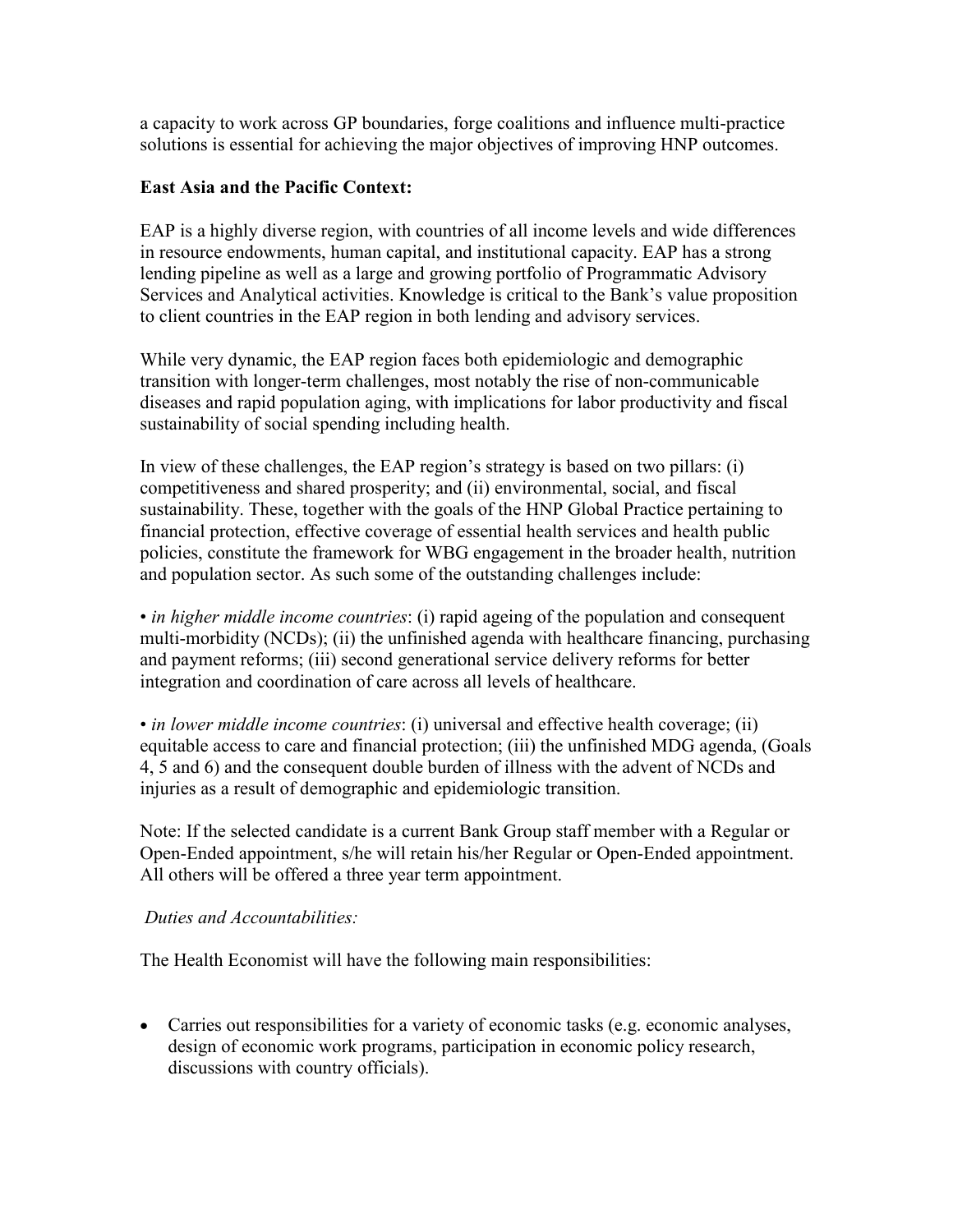a capacity to work across GP boundaries, forge coalitions and influence multi-practice solutions is essential for achieving the major objectives of improving HNP outcomes.

**East Asia and the Pacific Context:**

EAP is a highly diverse region, with countries of all income levels and wide differences in resource endowments, human capital, and institutional capacity. EAP has a strong lending pipeline as well as a large and growing portfolio of Programmatic Advisory Services and Analytical activities. Knowledge is critical to the Bank's value proposition to client countries in the EAP region in both lending and advisory services.

While very dynamic, the EAP region faces both epidemiologic and demographic transition with longer-term challenges, most notably the rise of non-communicable diseases and rapid population aging, with implications for labor productivity and fiscal sustainability of social spending including health.

In view of these challenges, the EAP region's strategy is based on two pillars: (i) competitiveness and shared prosperity; and (ii) environmental, social, and fiscal sustainability. These, together with the goals of the HNP Global Practice pertaining to financial protection, effective coverage of essential health services and health public policies, constitute the framework for WBG engagement in the broader health, nutrition and population sector. As such some of the outstanding challenges include:

• *in higher middle income countries*: (i) rapid ageing of the population and consequent multi-morbidity (NCDs); (ii) the unfinished agenda with healthcare financing, purchasing and payment reforms; (iii) second generational service delivery reforms for better integration and coordination of care across all levels of healthcare.

• *in lower middle income countries*: (i) universal and effective health coverage; (ii) equitable access to care and financial protection; (iii) the unfinished MDG agenda, (Goals 4, 5 and 6) and the consequent double burden of illness with the advent of NCDs and injuries as a result of demographic and epidemiologic transition.

Note: If the selected candidate is a current Bank Group staff member with a Regular or Open-Ended appointment, s/he will retain his/her Regular or Open-Ended appointment. All others will be offered a three year term appointment.

*Duties and Accountabilities:*

The Health Economist will have the following main responsibilities:

- Carries out responsibilities for a variety of economic tasks (e.g. economic analyses, design of economic work programs, participation in economic policy research, discussions with country officials).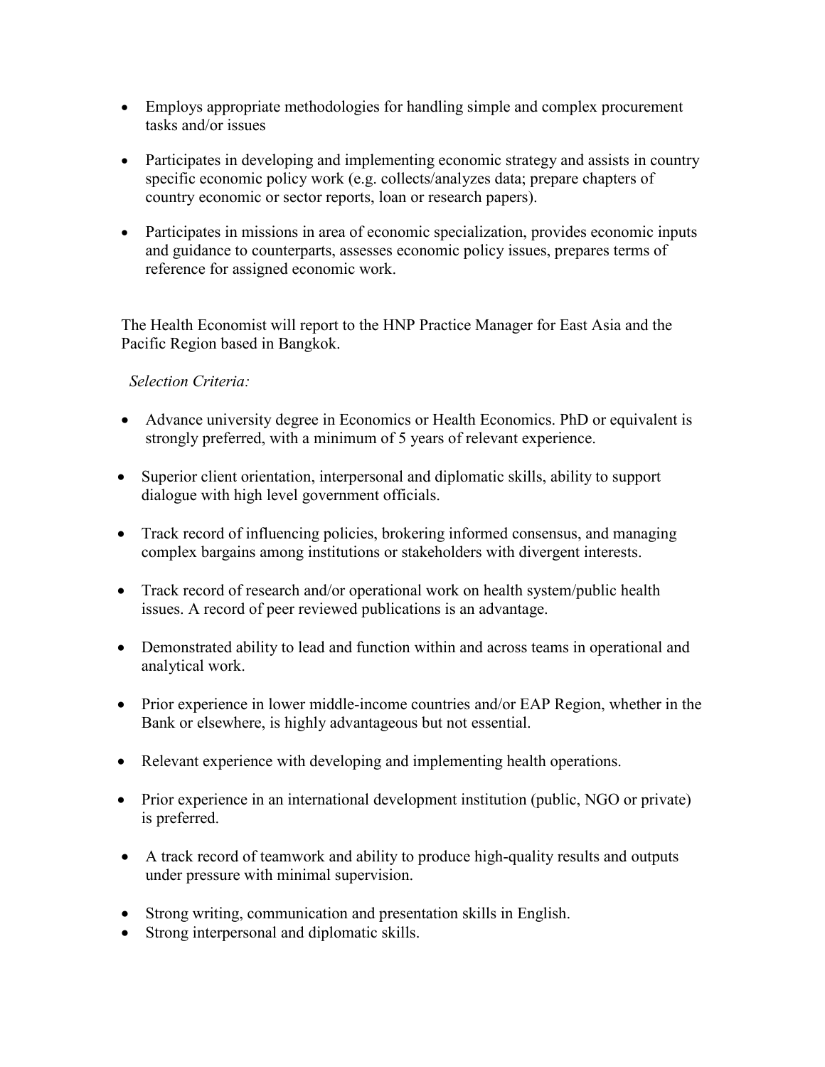- Employs appropriate methodologies for handling simple and complex procurement tasks and/or issues

- Participates in developing and implementing economic strategy and assists in country specific economic policy work (e.g. collects/analyzes data; prepare chapters of country economic or sector reports, loan or research papers).

- Participates in missions in area of economic specialization, provides economic inputs and guidance to counterparts, assesses economic policy issues, prepares terms of reference for assigned economic work.

The Health Economist will report to the HNP Practice Manager for East Asia and the Pacific Region based in Bangkok.

*Selection Criteria:*

- Advance university degree in Economics or Health Economics. PhD or equivalent is strongly preferred, with a minimum of 5 years of relevant experience.

- Superior client orientation, interpersonal and diplomatic skills, ability to support dialogue with high level government officials.

- Track record of influencing policies, brokering informed consensus, and managing complex bargains among institutions or stakeholders with divergent interests.

- Track record of research and/or operational work on health system/public health issues. A record of peer reviewed publications is an advantage.

- Demonstrated ability to lead and function within and across teams in operational and analytical work.

- Prior experience in lower middle-income countries and/or EAP Region, whether in the Bank or elsewhere, is highly advantageous but not essential.

- Relevant experience with developing and implementing health operations.

- Prior experience in an international development institution (public, NGO or private) is preferred.

- A track record of teamwork and ability to produce high-quality results and outputs under pressure with minimal supervision.

- Strong writing, communication and presentation skills in English.
- Strong interpersonal and diplomatic skills.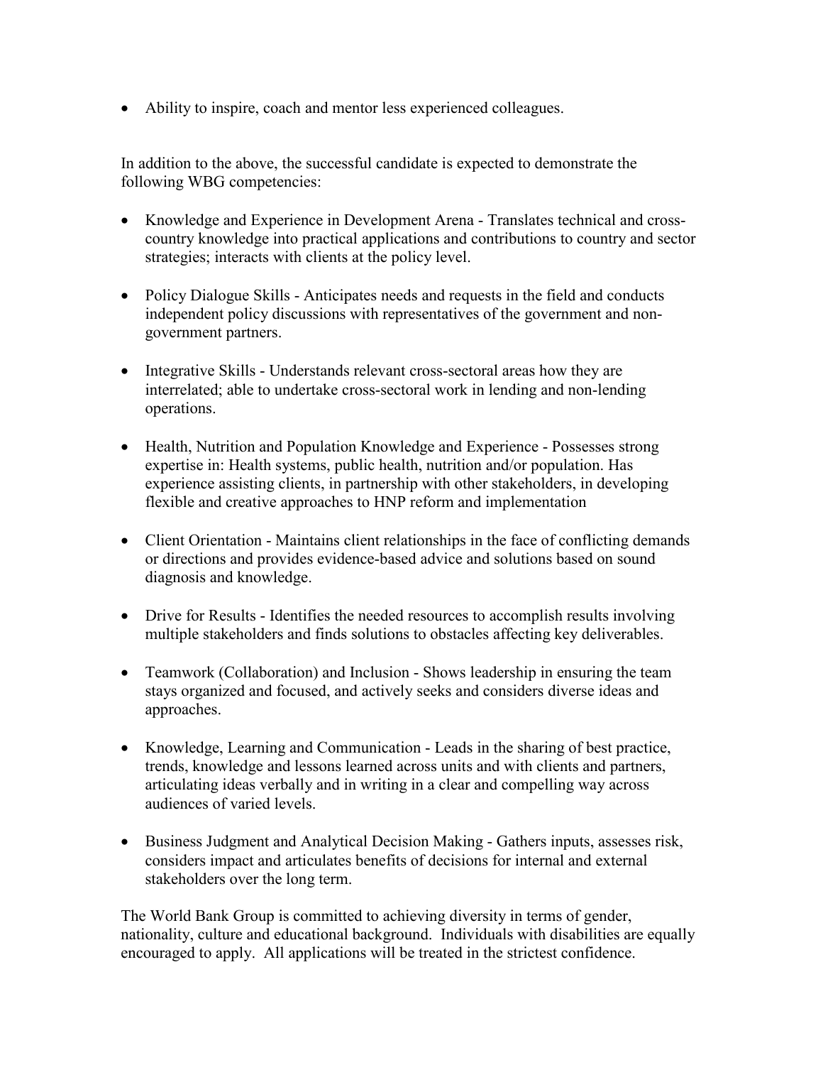- Ability to inspire, coach and mentor less experienced colleagues.

In addition to the above, the successful candidate is expected to demonstrate the following WBG competencies:

- Knowledge and Experience in Development Arena - Translates technical and cross-country knowledge into practical applications and contributions to country and sector strategies; interacts with clients at the policy level.

- Policy Dialogue Skills - Anticipates needs and requests in the field and conducts independent policy discussions with representatives of the government and non-government partners.

- Integrative Skills - Understands relevant cross-sectoral areas how they are interrelated; able to undertake cross-sectoral work in lending and non-lending operations.

- Health, Nutrition and Population Knowledge and Experience - Possesses strong expertise in: Health systems, public health, nutrition and/or population. Has experience assisting clients, in partnership with other stakeholders, in developing flexible and creative approaches to HNP reform and implementation

- Client Orientation - Maintains client relationships in the face of conflicting demands or directions and provides evidence-based advice and solutions based on sound diagnosis and knowledge.

- Drive for Results - Identifies the needed resources to accomplish results involving multiple stakeholders and finds solutions to obstacles affecting key deliverables.

- Teamwork (Collaboration) and Inclusion - Shows leadership in ensuring the team stays organized and focused, and actively seeks and considers diverse ideas and approaches.

- Knowledge, Learning and Communication - Leads in the sharing of best practice, trends, knowledge and lessons learned across units and with clients and partners, articulating ideas verbally and in writing in a clear and compelling way across audiences of varied levels.

- Business Judgment and Analytical Decision Making - Gathers inputs, assesses risk, considers impact and articulates benefits of decisions for internal and external stakeholders over the long term.

The World Bank Group is committed to achieving diversity in terms of gender, nationality, culture and educational background. Individuals with disabilities are equally encouraged to apply. All applications will be treated in the strictest confidence.